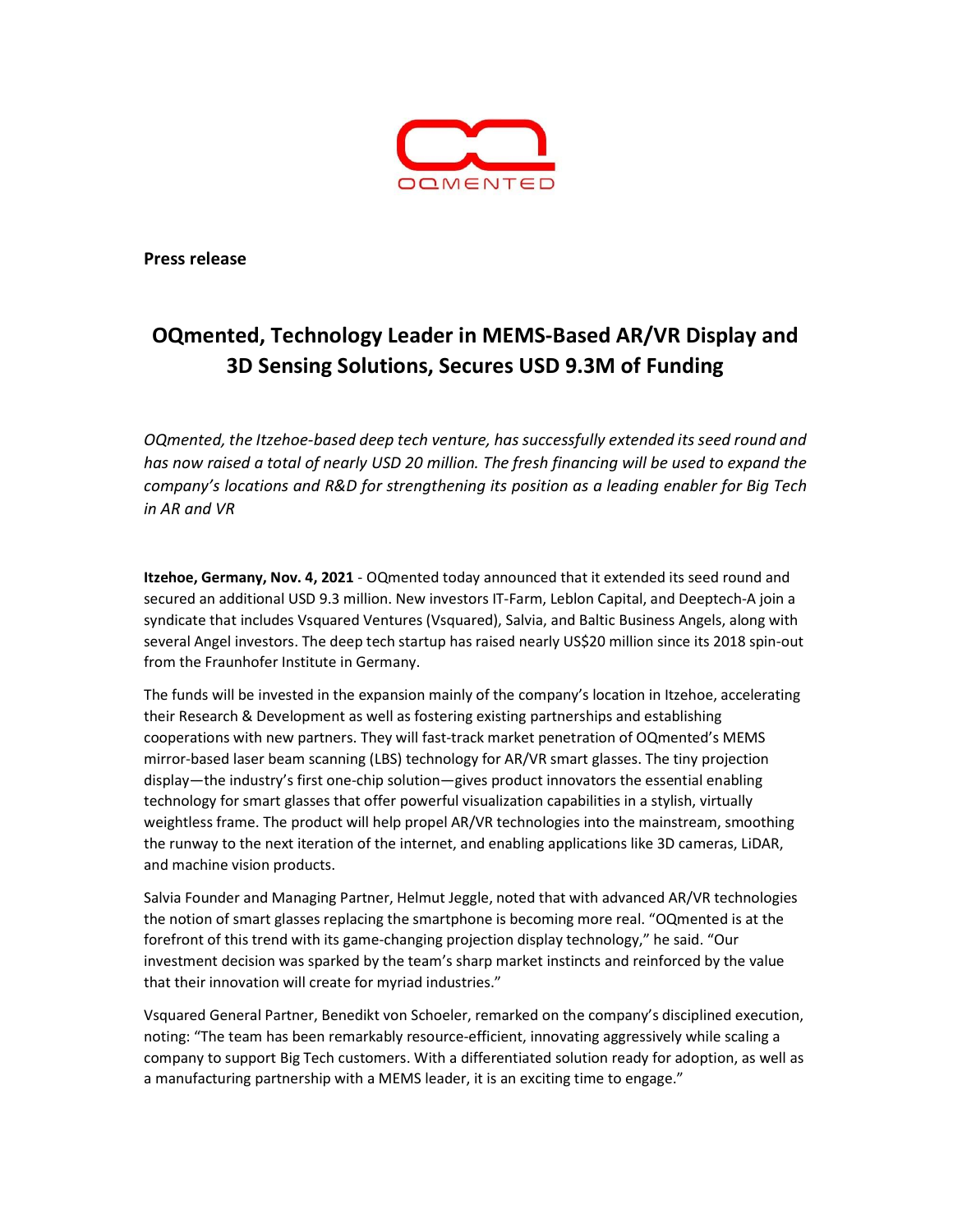OQMENTED

**Press release**

# OQmented, Technology Leader in MEMS-Based AR/VR Display and 3D Sensing Solutions, Secures USD 9.3M of Funding

*OQmented, the Itzehoe-based deep tech venture, has successfully extended its seed round and has now raised a total of nearly USD 20 million. The fresh financing will be used to expand the company's locations and R&D for strengthening its position as a leading enabler for Big Tech in AR and VR*

**Itzehoe, Germany, Nov. 4, 2021** - OQmented today announced that it extended its seed round and secured an additional USD 9.3 million. New investors IT-Farm, Leblon Capital, and Deeptech-A join a syndicate that includes Vsquared Ventures (Vsquared), Salvia, and Baltic Business Angels, along with several Angel investors. The deep tech startup has raised nearly US$20 million since its 2018 spin-out from the Fraunhofer Institute in Germany.

The funds will be invested in the expansion mainly of the company's location in Itzehoe, accelerating their Research & Development as well as fostering existing partnerships and establishing cooperations with new partners. They will fast-track market penetration of OQmented's MEMS mirror-based laser beam scanning (LBS) technology for AR/VR smart glasses. The tiny projection display—the industry's first one-chip solution—gives product innovators the essential enabling technology for smart glasses that offer powerful visualization capabilities in a stylish, virtually weightless frame. The product will help propel AR/VR technologies into the mainstream, smoothing the runway to the next iteration of the internet, and enabling applications like 3D cameras, LiDAR, and machine vision products.

Salvia Founder and Managing Partner, Helmut Jeggle, noted that with advanced AR/VR technologies the notion of smart glasses replacing the smartphone is becoming more real. "OQmented is at the forefront of this trend with its game-changing projection display technology," he said. "Our investment decision was sparked by the team's sharp market instincts and reinforced by the value that their innovation will create for myriad industries."

Vsquared General Partner, Benedikt von Schoeler, remarked on the company's disciplined execution, noting: "The team has been remarkably resource-efficient, innovating aggressively while scaling a company to support Big Tech customers. With a differentiated solution ready for adoption, as well as a manufacturing partnership with a MEMS leader, it is an exciting time to engage."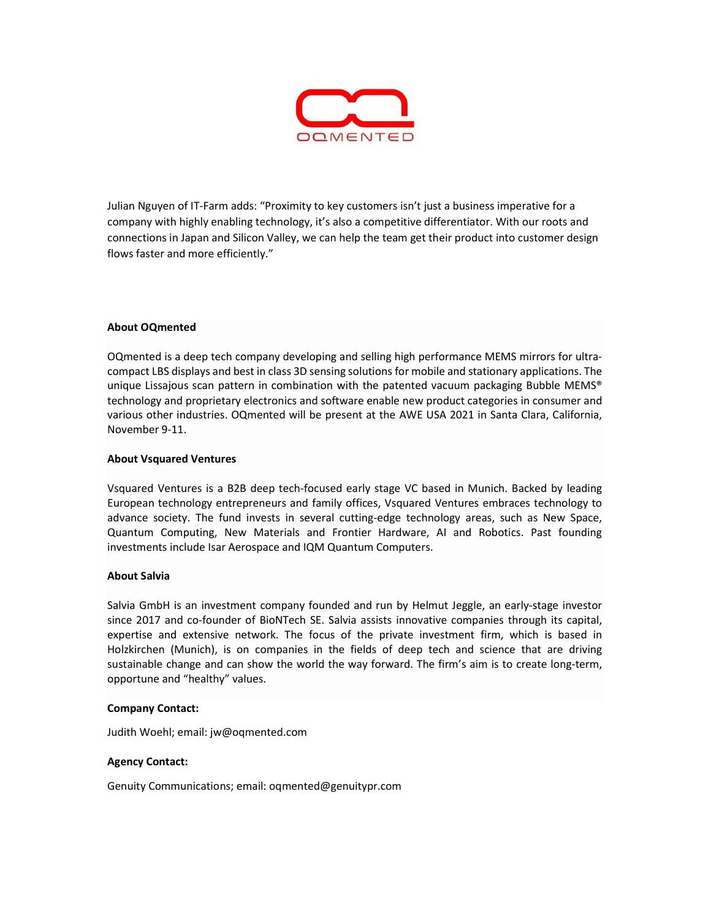Julian Nguyen of IT-Farm adds: "Proximity to key customers isn't just a business imperative for a company with highly enabling technology, it's also a competitive differentiator. With our roots and connections in Japan and Silicon Valley, we can help the team get their product into customer design flows faster and more efficiently."

**About OQmented**

OQmented is a deep tech company developing and selling high performance MEMS mirrors for ultra-compact LBS displays and best in class 3D sensing solutions for mobile and stationary applications. The unique Lissajous scan pattern in combination with the patented vacuum packaging Bubble MEMS® technology and proprietary electronics and software enable new product categories in consumer and various other industries. OQmented will be present at the AWE USA 2021 in Santa Clara, California, November 9-11.

**About Vsquared Ventures**

Vsquared Ventures is a B2B deep tech-focused early stage VC based in Munich. Backed by leading European technology entrepreneurs and family offices, Vsquared Ventures embraces technology to advance society. The fund invests in several cutting-edge technology areas, such as New Space, Quantum Computing, New Materials and Frontier Hardware, AI and Robotics. Past founding investments include Isar Aerospace and IQM Quantum Computers.

**About Salvia**

Salvia GmbH is an investment company founded and run by Helmut Jeggle, an early-stage investor since 2017 and co-founder of BioNTech SE. Salvia assists innovative companies through its capital, expertise and extensive network. The focus of the private investment firm, which is based in Holzkirchen (Munich), is on companies in the fields of deep tech and science that are driving sustainable change and can show the world the way forward. The firm's aim is to create long-term, opportune and "healthy" values.

**Company Contact:**

Judith Woehl; email: jw@oqmented.com

**Agency Contact:**

Genuity Communications; email: oqmented@genuitypr.com